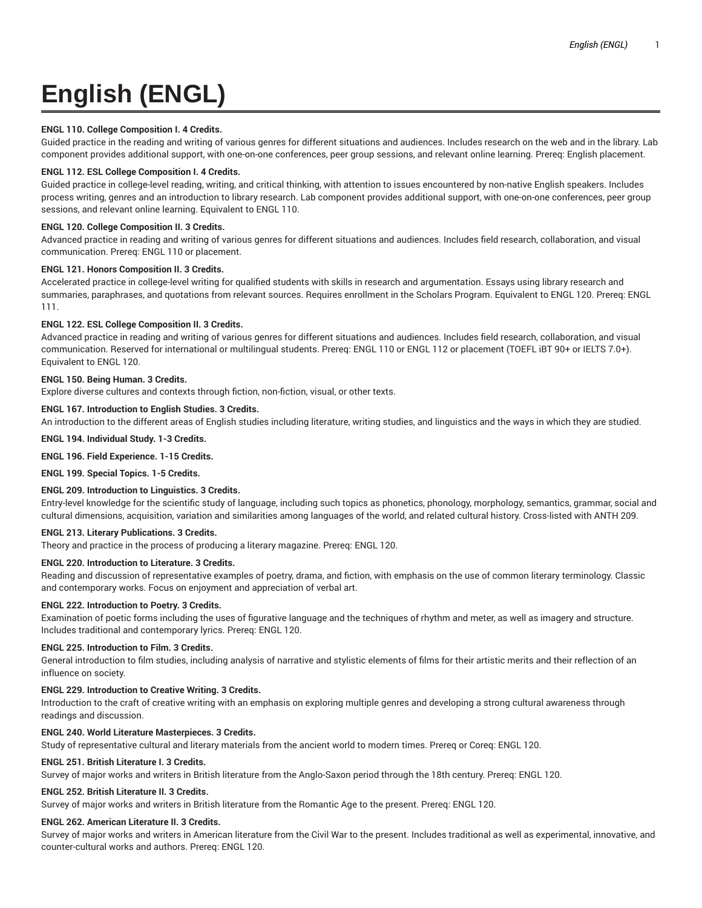# English (ENGL)

**ENGL 110. College Composition I. 4 Credits.**

Guided practice in the reading and writing of various genres for different situations and audiences. Includes research on the web and in the library. Lab component provides additional support, with one-on-one conferences, peer group sessions, and relevant online learning. Prereq: English placement.

**ENGL 112. ESL College Composition I. 4 Credits.**

Guided practice in college-level reading, writing, and critical thinking, with attention to issues encountered by non-native English speakers. Includes process writing, genres and an introduction to library research. Lab component provides additional support, with one-on-one conferences, peer group sessions, and relevant online learning. Equivalent to ENGL 110.

**ENGL 120. College Composition II. 3 Credits.**

Advanced practice in reading and writing of various genres for different situations and audiences. Includes field research, collaboration, and visual communication. Prereq: ENGL 110 or placement.

**ENGL 121. Honors Composition II. 3 Credits.**

Accelerated practice in college-level writing for qualified students with skills in research and argumentation. Essays using library research and summaries, paraphrases, and quotations from relevant sources. Requires enrollment in the Scholars Program. Equivalent to ENGL 120. Prereq: ENGL 111.

**ENGL 122. ESL College Composition II. 3 Credits.**

Advanced practice in reading and writing of various genres for different situations and audiences. Includes field research, collaboration, and visual communication. Reserved for international or multilingual students. Prereq: ENGL 110 or ENGL 112 or placement (TOEFL iBT 90+ or IELTS 7.0+). Equivalent to ENGL 120.

**ENGL 150. Being Human. 3 Credits.**

Explore diverse cultures and contexts through fiction, non-fiction, visual, or other texts.

**ENGL 167. Introduction to English Studies. 3 Credits.**

An introduction to the different areas of English studies including literature, writing studies, and linguistics and the ways in which they are studied.

**ENGL 194. Individual Study. 1-3 Credits.**

**ENGL 196. Field Experience. 1-15 Credits.**

**ENGL 199. Special Topics. 1-5 Credits.**

**ENGL 209. Introduction to Linguistics. 3 Credits.**

Entry-level knowledge for the scientific study of language, including such topics as phonetics, phonology, morphology, semantics, grammar, social and cultural dimensions, acquisition, variation and similarities among languages of the world, and related cultural history. Cross-listed with ANTH 209.

**ENGL 213. Literary Publications. 3 Credits.**

Theory and practice in the process of producing a literary magazine. Prereq: ENGL 120.

**ENGL 220. Introduction to Literature. 3 Credits.**

Reading and discussion of representative examples of poetry, drama, and fiction, with emphasis on the use of common literary terminology. Classic and contemporary works. Focus on enjoyment and appreciation of verbal art.

**ENGL 222. Introduction to Poetry. 3 Credits.**

Examination of poetic forms including the uses of figurative language and the techniques of rhythm and meter, as well as imagery and structure. Includes traditional and contemporary lyrics. Prereq: ENGL 120.

**ENGL 225. Introduction to Film. 3 Credits.**

General introduction to film studies, including analysis of narrative and stylistic elements of films for their artistic merits and their reflection of an influence on society.

**ENGL 229. Introduction to Creative Writing. 3 Credits.**

Introduction to the craft of creative writing with an emphasis on exploring multiple genres and developing a strong cultural awareness through readings and discussion.

**ENGL 240. World Literature Masterpieces. 3 Credits.**

Study of representative cultural and literary materials from the ancient world to modern times. Prereq or Coreq: ENGL 120.

**ENGL 251. British Literature I. 3 Credits.**

Survey of major works and writers in British literature from the Anglo-Saxon period through the 18th century. Prereq: ENGL 120.

**ENGL 252. British Literature II. 3 Credits.**

Survey of major works and writers in British literature from the Romantic Age to the present. Prereq: ENGL 120.

**ENGL 262. American Literature II. 3 Credits.**

Survey of major works and writers in American literature from the Civil War to the present. Includes traditional as well as experimental, innovative, and counter-cultural works and authors. Prereq: ENGL 120.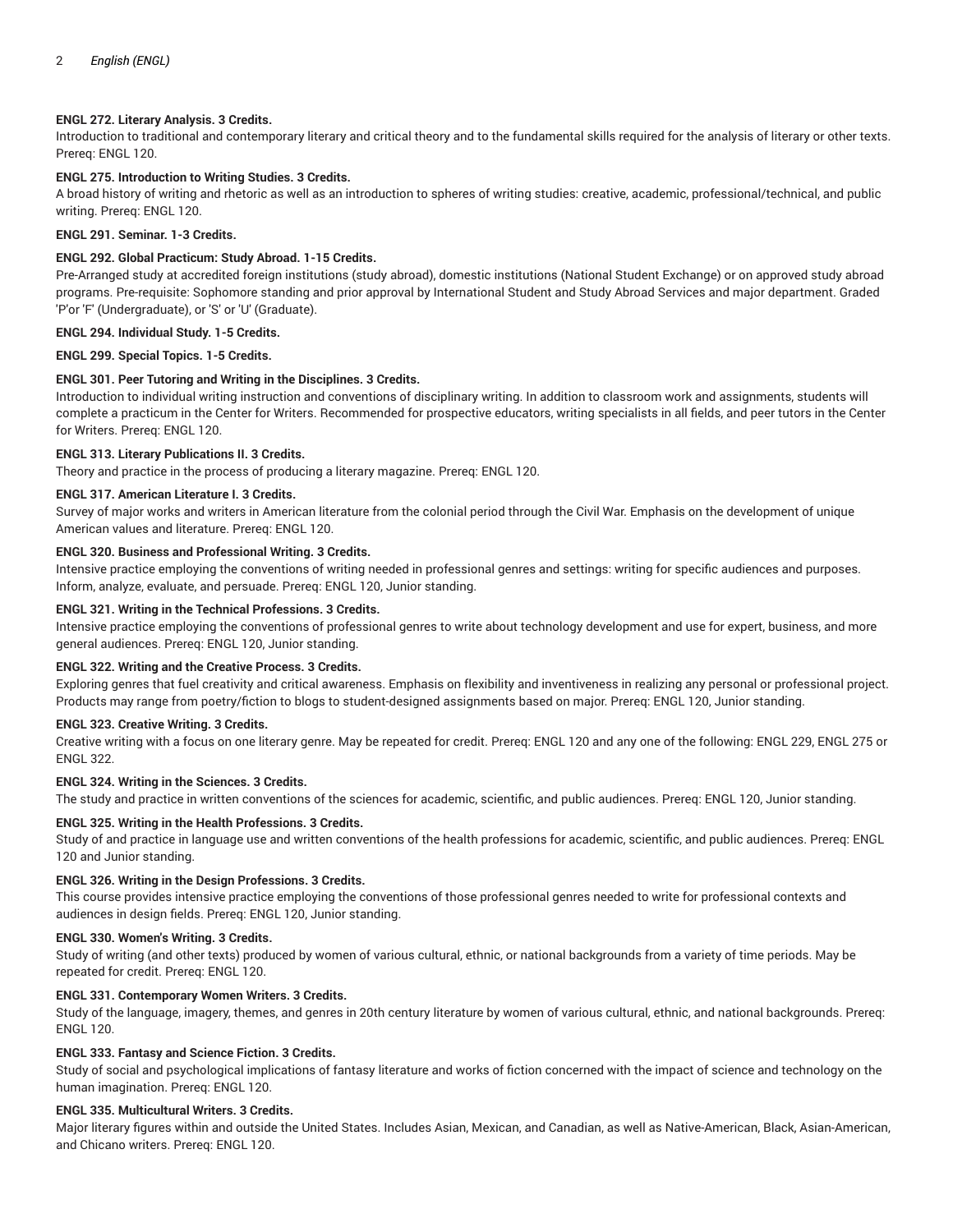**ENGL 272. Literary Analysis. 3 Credits.**
Introduction to traditional and contemporary literary and critical theory and to the fundamental skills required for the analysis of literary or other texts. Prereq: ENGL 120.

**ENGL 275. Introduction to Writing Studies. 3 Credits.**
A broad history of writing and rhetoric as well as an introduction to spheres of writing studies: creative, academic, professional/technical, and public writing. Prereq: ENGL 120.

**ENGL 291. Seminar. 1-3 Credits.**

**ENGL 292. Global Practicum: Study Abroad. 1-15 Credits.**
Pre-Arranged study at accredited foreign institutions (study abroad), domestic institutions (National Student Exchange) or on approved study abroad programs. Pre-requisite: Sophomore standing and prior approval by International Student and Study Abroad Services and major department. Graded 'P'or 'F' (Undergraduate), or 'S' or 'U' (Graduate).

**ENGL 294. Individual Study. 1-5 Credits.**

**ENGL 299. Special Topics. 1-5 Credits.**

**ENGL 301. Peer Tutoring and Writing in the Disciplines. 3 Credits.**
Introduction to individual writing instruction and conventions of disciplinary writing. In addition to classroom work and assignments, students will complete a practicum in the Center for Writers. Recommended for prospective educators, writing specialists in all fields, and peer tutors in the Center for Writers. Prereq: ENGL 120.

**ENGL 313. Literary Publications II. 3 Credits.**
Theory and practice in the process of producing a literary magazine. Prereq: ENGL 120.

**ENGL 317. American Literature I. 3 Credits.**
Survey of major works and writers in American literature from the colonial period through the Civil War. Emphasis on the development of unique American values and literature. Prereq: ENGL 120.

**ENGL 320. Business and Professional Writing. 3 Credits.**
Intensive practice employing the conventions of writing needed in professional genres and settings: writing for specific audiences and purposes. Inform, analyze, evaluate, and persuade. Prereq: ENGL 120, Junior standing.

**ENGL 321. Writing in the Technical Professions. 3 Credits.**
Intensive practice employing the conventions of professional genres to write about technology development and use for expert, business, and more general audiences. Prereq: ENGL 120, Junior standing.

**ENGL 322. Writing and the Creative Process. 3 Credits.**
Exploring genres that fuel creativity and critical awareness. Emphasis on flexibility and inventiveness in realizing any personal or professional project. Products may range from poetry/fiction to blogs to student-designed assignments based on major. Prereq: ENGL 120, Junior standing.

**ENGL 323. Creative Writing. 3 Credits.**
Creative writing with a focus on one literary genre. May be repeated for credit. Prereq: ENGL 120 and any one of the following: ENGL 229, ENGL 275 or ENGL 322.

**ENGL 324. Writing in the Sciences. 3 Credits.**
The study and practice in written conventions of the sciences for academic, scientific, and public audiences. Prereq: ENGL 120, Junior standing.

**ENGL 325. Writing in the Health Professions. 3 Credits.**
Study of and practice in language use and written conventions of the health professions for academic, scientific, and public audiences. Prereq: ENGL 120 and Junior standing.

**ENGL 326. Writing in the Design Professions. 3 Credits.**
This course provides intensive practice employing the conventions of those professional genres needed to write for professional contexts and audiences in design fields. Prereq: ENGL 120, Junior standing.

**ENGL 330. Women's Writing. 3 Credits.**
Study of writing (and other texts) produced by women of various cultural, ethnic, or national backgrounds from a variety of time periods. May be repeated for credit. Prereq: ENGL 120.

**ENGL 331. Contemporary Women Writers. 3 Credits.**
Study of the language, imagery, themes, and genres in 20th century literature by women of various cultural, ethnic, and national backgrounds. Prereq: ENGL 120.

**ENGL 333. Fantasy and Science Fiction. 3 Credits.**
Study of social and psychological implications of fantasy literature and works of fiction concerned with the impact of science and technology on the human imagination. Prereq: ENGL 120.

**ENGL 335. Multicultural Writers. 3 Credits.**
Major literary figures within and outside the United States. Includes Asian, Mexican, and Canadian, as well as Native-American, Black, Asian-American, and Chicano writers. Prereq: ENGL 120.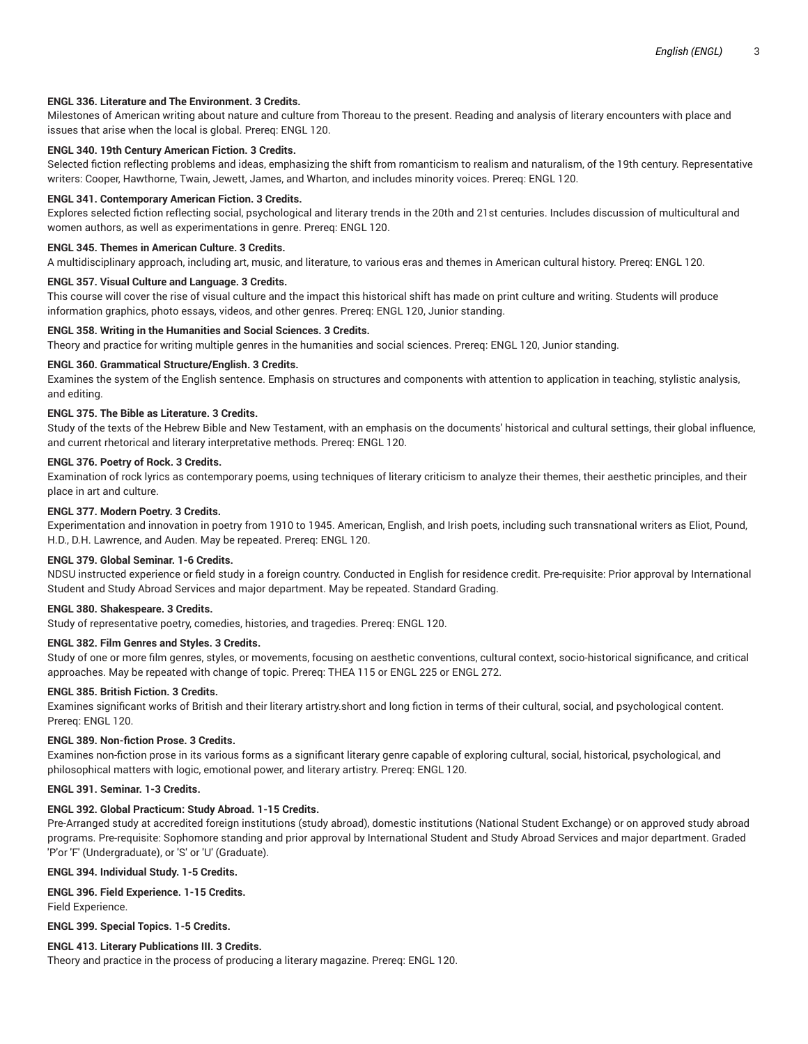**ENGL 336. Literature and The Environment. 3 Credits.**
Milestones of American writing about nature and culture from Thoreau to the present. Reading and analysis of literary encounters with place and issues that arise when the local is global. Prereq: ENGL 120.

**ENGL 340. 19th Century American Fiction. 3 Credits.**
Selected fiction reflecting problems and ideas, emphasizing the shift from romanticism to realism and naturalism, of the 19th century. Representative writers: Cooper, Hawthorne, Twain, Jewett, James, and Wharton, and includes minority voices. Prereq: ENGL 120.

**ENGL 341. Contemporary American Fiction. 3 Credits.**
Explores selected fiction reflecting social, psychological and literary trends in the 20th and 21st centuries. Includes discussion of multicultural and women authors, as well as experimentations in genre. Prereq: ENGL 120.

**ENGL 345. Themes in American Culture. 3 Credits.**
A multidisciplinary approach, including art, music, and literature, to various eras and themes in American cultural history. Prereq: ENGL 120.

**ENGL 357. Visual Culture and Language. 3 Credits.**
This course will cover the rise of visual culture and the impact this historical shift has made on print culture and writing. Students will produce information graphics, photo essays, videos, and other genres. Prereq: ENGL 120, Junior standing.

**ENGL 358. Writing in the Humanities and Social Sciences. 3 Credits.**
Theory and practice for writing multiple genres in the humanities and social sciences. Prereq: ENGL 120, Junior standing.

**ENGL 360. Grammatical Structure/English. 3 Credits.**
Examines the system of the English sentence. Emphasis on structures and components with attention to application in teaching, stylistic analysis, and editing.

**ENGL 375. The Bible as Literature. 3 Credits.**
Study of the texts of the Hebrew Bible and New Testament, with an emphasis on the documents' historical and cultural settings, their global influence, and current rhetorical and literary interpretative methods. Prereq: ENGL 120.

**ENGL 376. Poetry of Rock. 3 Credits.**
Examination of rock lyrics as contemporary poems, using techniques of literary criticism to analyze their themes, their aesthetic principles, and their place in art and culture.

**ENGL 377. Modern Poetry. 3 Credits.**
Experimentation and innovation in poetry from 1910 to 1945. American, English, and Irish poets, including such transnational writers as Eliot, Pound, H.D., D.H. Lawrence, and Auden. May be repeated. Prereq: ENGL 120.

**ENGL 379. Global Seminar. 1-6 Credits.**
NDSU instructed experience or field study in a foreign country. Conducted in English for residence credit. Pre-requisite: Prior approval by International Student and Study Abroad Services and major department. May be repeated. Standard Grading.

**ENGL 380. Shakespeare. 3 Credits.**
Study of representative poetry, comedies, histories, and tragedies. Prereq: ENGL 120.

**ENGL 382. Film Genres and Styles. 3 Credits.**
Study of one or more film genres, styles, or movements, focusing on aesthetic conventions, cultural context, socio-historical significance, and critical approaches. May be repeated with change of topic. Prereq: THEA 115 or ENGL 225 or ENGL 272.

**ENGL 385. British Fiction. 3 Credits.**
Examines significant works of British and their literary artistry.short and long fiction in terms of their cultural, social, and psychological content. Prereq: ENGL 120.

**ENGL 389. Non-fiction Prose. 3 Credits.**
Examines non-fiction prose in its various forms as a significant literary genre capable of exploring cultural, social, historical, psychological, and philosophical matters with logic, emotional power, and literary artistry. Prereq: ENGL 120.

**ENGL 391. Seminar. 1-3 Credits.**

**ENGL 392. Global Practicum: Study Abroad. 1-15 Credits.**
Pre-Arranged study at accredited foreign institutions (study abroad), domestic institutions (National Student Exchange) or on approved study abroad programs. Pre-requisite: Sophomore standing and prior approval by International Student and Study Abroad Services and major department. Graded 'P'or 'F' (Undergraduate), or 'S' or 'U' (Graduate).

**ENGL 394. Individual Study. 1-5 Credits.**

**ENGL 396. Field Experience. 1-15 Credits.**
Field Experience.

**ENGL 399. Special Topics. 1-5 Credits.**

**ENGL 413. Literary Publications III. 3 Credits.**
Theory and practice in the process of producing a literary magazine. Prereq: ENGL 120.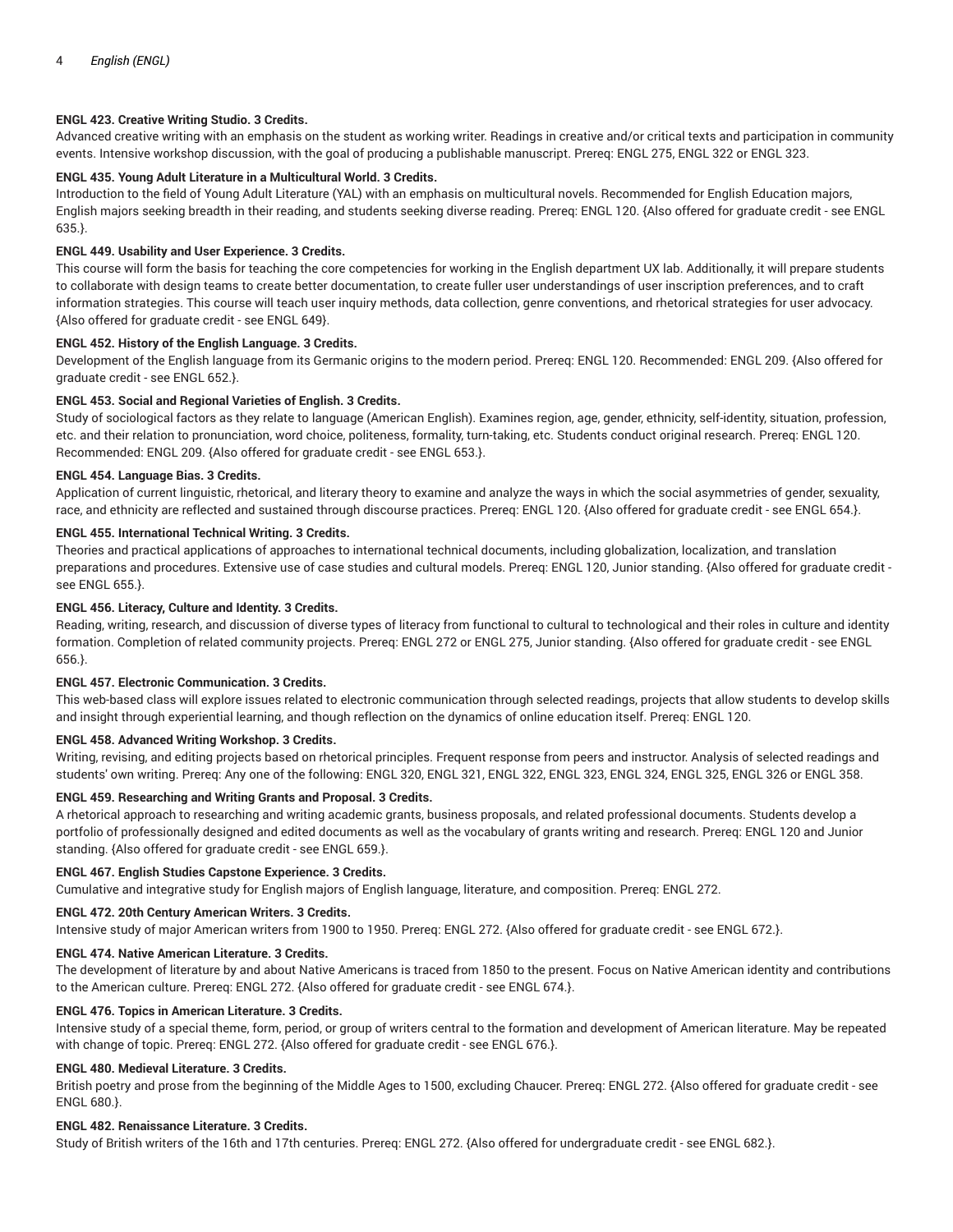**ENGL 423. Creative Writing Studio. 3 Credits.**
Advanced creative writing with an emphasis on the student as working writer. Readings in creative and/or critical texts and participation in community events. Intensive workshop discussion, with the goal of producing a publishable manuscript. Prereq: ENGL 275, ENGL 322 or ENGL 323.

**ENGL 435. Young Adult Literature in a Multicultural World. 3 Credits.**
Introduction to the field of Young Adult Literature (YAL) with an emphasis on multicultural novels. Recommended for English Education majors, English majors seeking breadth in their reading, and students seeking diverse reading. Prereq: ENGL 120. {Also offered for graduate credit - see ENGL 635.}.

**ENGL 449. Usability and User Experience. 3 Credits.**
This course will form the basis for teaching the core competencies for working in the English department UX lab. Additionally, it will prepare students to collaborate with design teams to create better documentation, to create fuller user understandings of user inscription preferences, and to craft information strategies. This course will teach user inquiry methods, data collection, genre conventions, and rhetorical strategies for user advocacy. {Also offered for graduate credit - see ENGL 649}.

**ENGL 452. History of the English Language. 3 Credits.**
Development of the English language from its Germanic origins to the modern period. Prereq: ENGL 120. Recommended: ENGL 209. {Also offered for graduate credit - see ENGL 652.}.

**ENGL 453. Social and Regional Varieties of English. 3 Credits.**
Study of sociological factors as they relate to language (American English). Examines region, age, gender, ethnicity, self-identity, situation, profession, etc. and their relation to pronunciation, word choice, politeness, formality, turn-taking, etc. Students conduct original research. Prereq: ENGL 120. Recommended: ENGL 209. {Also offered for graduate credit - see ENGL 653.}.

**ENGL 454. Language Bias. 3 Credits.**
Application of current linguistic, rhetorical, and literary theory to examine and analyze the ways in which the social asymmetries of gender, sexuality, race, and ethnicity are reflected and sustained through discourse practices. Prereq: ENGL 120. {Also offered for graduate credit - see ENGL 654.}.

**ENGL 455. International Technical Writing. 3 Credits.**
Theories and practical applications of approaches to international technical documents, including globalization, localization, and translation preparations and procedures. Extensive use of case studies and cultural models. Prereq: ENGL 120, Junior standing. {Also offered for graduate credit - see ENGL 655.}.

**ENGL 456. Literacy, Culture and Identity. 3 Credits.**
Reading, writing, research, and discussion of diverse types of literacy from functional to cultural to technological and their roles in culture and identity formation. Completion of related community projects. Prereq: ENGL 272 or ENGL 275, Junior standing. {Also offered for graduate credit - see ENGL 656.}.

**ENGL 457. Electronic Communication. 3 Credits.**
This web-based class will explore issues related to electronic communication through selected readings, projects that allow students to develop skills and insight through experiential learning, and though reflection on the dynamics of online education itself. Prereq: ENGL 120.

**ENGL 458. Advanced Writing Workshop. 3 Credits.**
Writing, revising, and editing projects based on rhetorical principles. Frequent response from peers and instructor. Analysis of selected readings and students' own writing. Prereq: Any one of the following: ENGL 320, ENGL 321, ENGL 322, ENGL 323, ENGL 324, ENGL 325, ENGL 326 or ENGL 358.

**ENGL 459. Researching and Writing Grants and Proposal. 3 Credits.**
A rhetorical approach to researching and writing academic grants, business proposals, and related professional documents. Students develop a portfolio of professionally designed and edited documents as well as the vocabulary of grants writing and research. Prereq: ENGL 120 and Junior standing. {Also offered for graduate credit - see ENGL 659.}.

**ENGL 467. English Studies Capstone Experience. 3 Credits.**
Cumulative and integrative study for English majors of English language, literature, and composition. Prereq: ENGL 272.

**ENGL 472. 20th Century American Writers. 3 Credits.**
Intensive study of major American writers from 1900 to 1950. Prereq: ENGL 272. {Also offered for graduate credit - see ENGL 672.}.

**ENGL 474. Native American Literature. 3 Credits.**
The development of literature by and about Native Americans is traced from 1850 to the present. Focus on Native American identity and contributions to the American culture. Prereq: ENGL 272. {Also offered for graduate credit - see ENGL 674.}.

**ENGL 476. Topics in American Literature. 3 Credits.**
Intensive study of a special theme, form, period, or group of writers central to the formation and development of American literature. May be repeated with change of topic. Prereq: ENGL 272. {Also offered for graduate credit - see ENGL 676.}.

**ENGL 480. Medieval Literature. 3 Credits.**
British poetry and prose from the beginning of the Middle Ages to 1500, excluding Chaucer. Prereq: ENGL 272. {Also offered for graduate credit - see ENGL 680.}.

**ENGL 482. Renaissance Literature. 3 Credits.**
Study of British writers of the 16th and 17th centuries. Prereq: ENGL 272. {Also offered for undergraduate credit - see ENGL 682.}.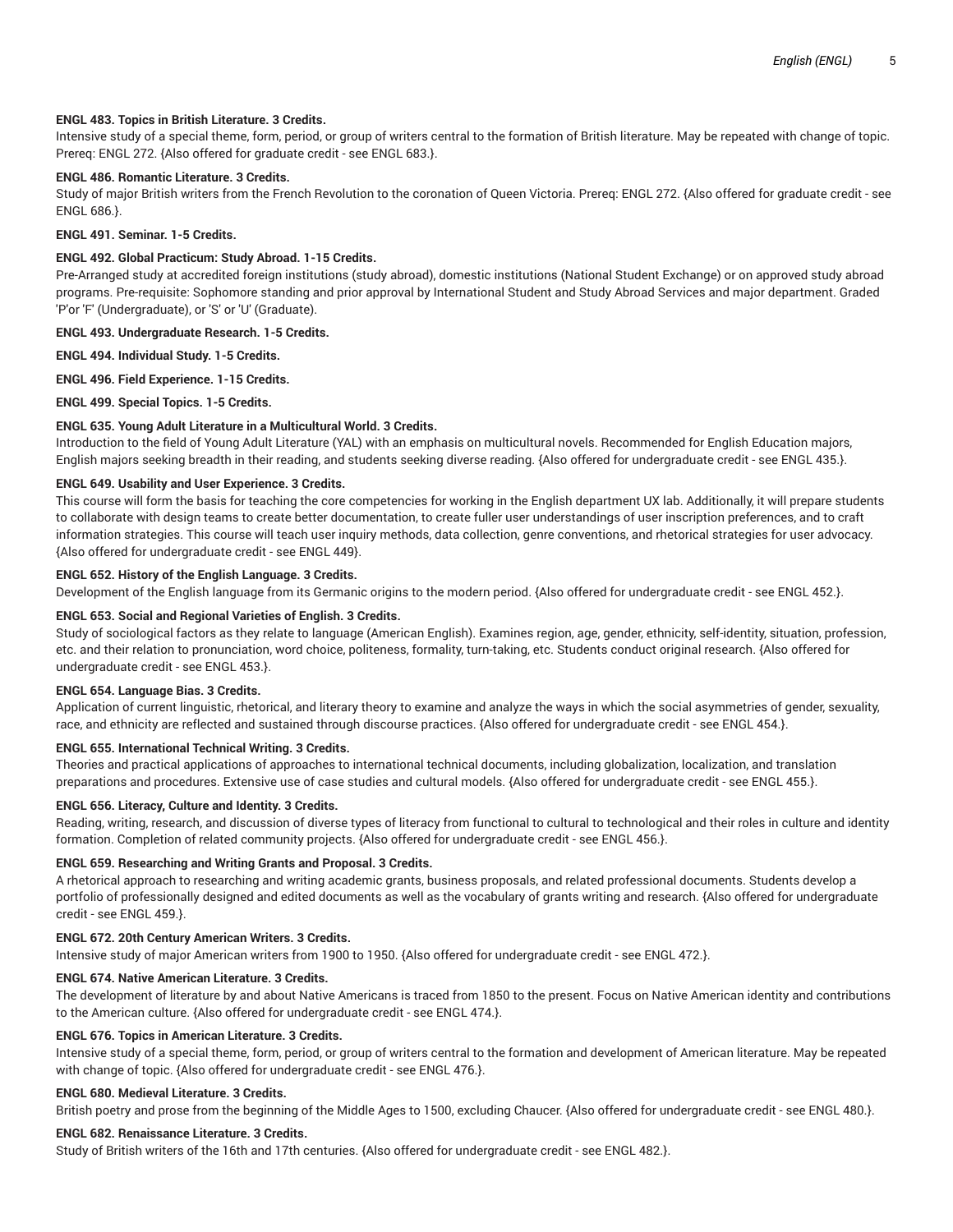**ENGL 483. Topics in British Literature. 3 Credits.**

Intensive study of a special theme, form, period, or group of writers central to the formation of British literature. May be repeated with change of topic. Prereq: ENGL 272. {Also offered for graduate credit - see ENGL 683.}.

**ENGL 486. Romantic Literature. 3 Credits.**

Study of major British writers from the French Revolution to the coronation of Queen Victoria. Prereq: ENGL 272. {Also offered for graduate credit - see ENGL 686.}.

**ENGL 491. Seminar. 1-5 Credits.**

**ENGL 492. Global Practicum: Study Abroad. 1-15 Credits.**

Pre-Arranged study at accredited foreign institutions (study abroad), domestic institutions (National Student Exchange) or on approved study abroad programs. Pre-requisite: Sophomore standing and prior approval by International Student and Study Abroad Services and major department. Graded 'P'or 'F' (Undergraduate), or 'S' or 'U' (Graduate).

**ENGL 493. Undergraduate Research. 1-5 Credits.**

**ENGL 494. Individual Study. 1-5 Credits.**

**ENGL 496. Field Experience. 1-15 Credits.**

**ENGL 499. Special Topics. 1-5 Credits.**

**ENGL 635. Young Adult Literature in a Multicultural World. 3 Credits.**

Introduction to the field of Young Adult Literature (YAL) with an emphasis on multicultural novels. Recommended for English Education majors, English majors seeking breadth in their reading, and students seeking diverse reading. {Also offered for undergraduate credit - see ENGL 435.}.

**ENGL 649. Usability and User Experience. 3 Credits.**

This course will form the basis for teaching the core competencies for working in the English department UX lab. Additionally, it will prepare students to collaborate with design teams to create better documentation, to create fuller user understandings of user inscription preferences, and to craft information strategies. This course will teach user inquiry methods, data collection, genre conventions, and rhetorical strategies for user advocacy. {Also offered for undergraduate credit - see ENGL 449}.

**ENGL 652. History of the English Language. 3 Credits.**

Development of the English language from its Germanic origins to the modern period. {Also offered for undergraduate credit - see ENGL 452.}.

**ENGL 653. Social and Regional Varieties of English. 3 Credits.**

Study of sociological factors as they relate to language (American English). Examines region, age, gender, ethnicity, self-identity, situation, profession, etc. and their relation to pronunciation, word choice, politeness, formality, turn-taking, etc. Students conduct original research. {Also offered for undergraduate credit - see ENGL 453.}.

**ENGL 654. Language Bias. 3 Credits.**

Application of current linguistic, rhetorical, and literary theory to examine and analyze the ways in which the social asymmetries of gender, sexuality, race, and ethnicity are reflected and sustained through discourse practices. {Also offered for undergraduate credit - see ENGL 454.}.

**ENGL 655. International Technical Writing. 3 Credits.**

Theories and practical applications of approaches to international technical documents, including globalization, localization, and translation preparations and procedures. Extensive use of case studies and cultural models. {Also offered for undergraduate credit - see ENGL 455.}.

**ENGL 656. Literacy, Culture and Identity. 3 Credits.**

Reading, writing, research, and discussion of diverse types of literacy from functional to cultural to technological and their roles in culture and identity formation. Completion of related community projects. {Also offered for undergraduate credit - see ENGL 456.}.

**ENGL 659. Researching and Writing Grants and Proposal. 3 Credits.**

A rhetorical approach to researching and writing academic grants, business proposals, and related professional documents. Students develop a portfolio of professionally designed and edited documents as well as the vocabulary of grants writing and research. {Also offered for undergraduate credit - see ENGL 459.}.

**ENGL 672. 20th Century American Writers. 3 Credits.**

Intensive study of major American writers from 1900 to 1950. {Also offered for undergraduate credit - see ENGL 472.}.

**ENGL 674. Native American Literature. 3 Credits.**

The development of literature by and about Native Americans is traced from 1850 to the present. Focus on Native American identity and contributions to the American culture. {Also offered for undergraduate credit - see ENGL 474.}.

**ENGL 676. Topics in American Literature. 3 Credits.**

Intensive study of a special theme, form, period, or group of writers central to the formation and development of American literature. May be repeated with change of topic. {Also offered for undergraduate credit - see ENGL 476.}.

**ENGL 680. Medieval Literature. 3 Credits.**

British poetry and prose from the beginning of the Middle Ages to 1500, excluding Chaucer. {Also offered for undergraduate credit - see ENGL 480.}.

**ENGL 682. Renaissance Literature. 3 Credits.**

Study of British writers of the 16th and 17th centuries. {Also offered for undergraduate credit - see ENGL 482.}.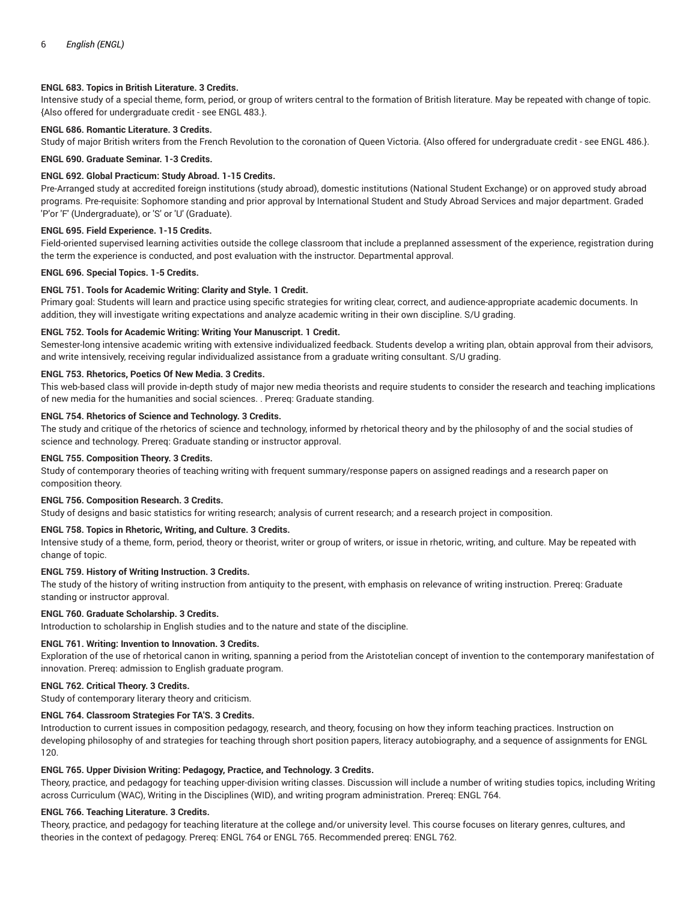**ENGL 683. Topics in British Literature. 3 Credits.**
Intensive study of a special theme, form, period, or group of writers central to the formation of British literature. May be repeated with change of topic. {Also offered for undergraduate credit - see ENGL 483.}.

**ENGL 686. Romantic Literature. 3 Credits.**
Study of major British writers from the French Revolution to the coronation of Queen Victoria. {Also offered for undergraduate credit - see ENGL 486.}.

**ENGL 690. Graduate Seminar. 1-3 Credits.**

**ENGL 692. Global Practicum: Study Abroad. 1-15 Credits.**
Pre-Arranged study at accredited foreign institutions (study abroad), domestic institutions (National Student Exchange) or on approved study abroad programs. Pre-requisite: Sophomore standing and prior approval by International Student and Study Abroad Services and major department. Graded 'P'or 'F' (Undergraduate), or 'S' or 'U' (Graduate).

**ENGL 695. Field Experience. 1-15 Credits.**
Field-oriented supervised learning activities outside the college classroom that include a preplanned assessment of the experience, registration during the term the experience is conducted, and post evaluation with the instructor. Departmental approval.

**ENGL 696. Special Topics. 1-5 Credits.**

**ENGL 751. Tools for Academic Writing: Clarity and Style. 1 Credit.**
Primary goal: Students will learn and practice using specific strategies for writing clear, correct, and audience-appropriate academic documents. In addition, they will investigate writing expectations and analyze academic writing in their own discipline. S/U grading.

**ENGL 752. Tools for Academic Writing: Writing Your Manuscript. 1 Credit.**
Semester-long intensive academic writing with extensive individualized feedback. Students develop a writing plan, obtain approval from their advisors, and write intensively, receiving regular individualized assistance from a graduate writing consultant. S/U grading.

**ENGL 753. Rhetorics, Poetics Of New Media. 3 Credits.**
This web-based class will provide in-depth study of major new media theorists and require students to consider the research and teaching implications of new media for the humanities and social sciences. . Prereq: Graduate standing.

**ENGL 754. Rhetorics of Science and Technology. 3 Credits.**
The study and critique of the rhetorics of science and technology, informed by rhetorical theory and by the philosophy of and the social studies of science and technology. Prereq: Graduate standing or instructor approval.

**ENGL 755. Composition Theory. 3 Credits.**
Study of contemporary theories of teaching writing with frequent summary/response papers on assigned readings and a research paper on composition theory.

**ENGL 756. Composition Research. 3 Credits.**
Study of designs and basic statistics for writing research; analysis of current research; and a research project in composition.

**ENGL 758. Topics in Rhetoric, Writing, and Culture. 3 Credits.**
Intensive study of a theme, form, period, theory or theorist, writer or group of writers, or issue in rhetoric, writing, and culture. May be repeated with change of topic.

**ENGL 759. History of Writing Instruction. 3 Credits.**
The study of the history of writing instruction from antiquity to the present, with emphasis on relevance of writing instruction. Prereq: Graduate standing or instructor approval.

**ENGL 760. Graduate Scholarship. 3 Credits.**
Introduction to scholarship in English studies and to the nature and state of the discipline.

**ENGL 761. Writing: Invention to Innovation. 3 Credits.**
Exploration of the use of rhetorical canon in writing, spanning a period from the Aristotelian concept of invention to the contemporary manifestation of innovation. Prereq: admission to English graduate program.

**ENGL 762. Critical Theory. 3 Credits.**
Study of contemporary literary theory and criticism.

**ENGL 764. Classroom Strategies For TA'S. 3 Credits.**
Introduction to current issues in composition pedagogy, research, and theory, focusing on how they inform teaching practices. Instruction on developing philosophy of and strategies for teaching through short position papers, literacy autobiography, and a sequence of assignments for ENGL 120.

**ENGL 765. Upper Division Writing: Pedagogy, Practice, and Technology. 3 Credits.**
Theory, practice, and pedagogy for teaching upper-division writing classes. Discussion will include a number of writing studies topics, including Writing across Curriculum (WAC), Writing in the Disciplines (WID), and writing program administration. Prereq: ENGL 764.

**ENGL 766. Teaching Literature. 3 Credits.**
Theory, practice, and pedagogy for teaching literature at the college and/or university level. This course focuses on literary genres, cultures, and theories in the context of pedagogy. Prereq: ENGL 764 or ENGL 765. Recommended prereq: ENGL 762.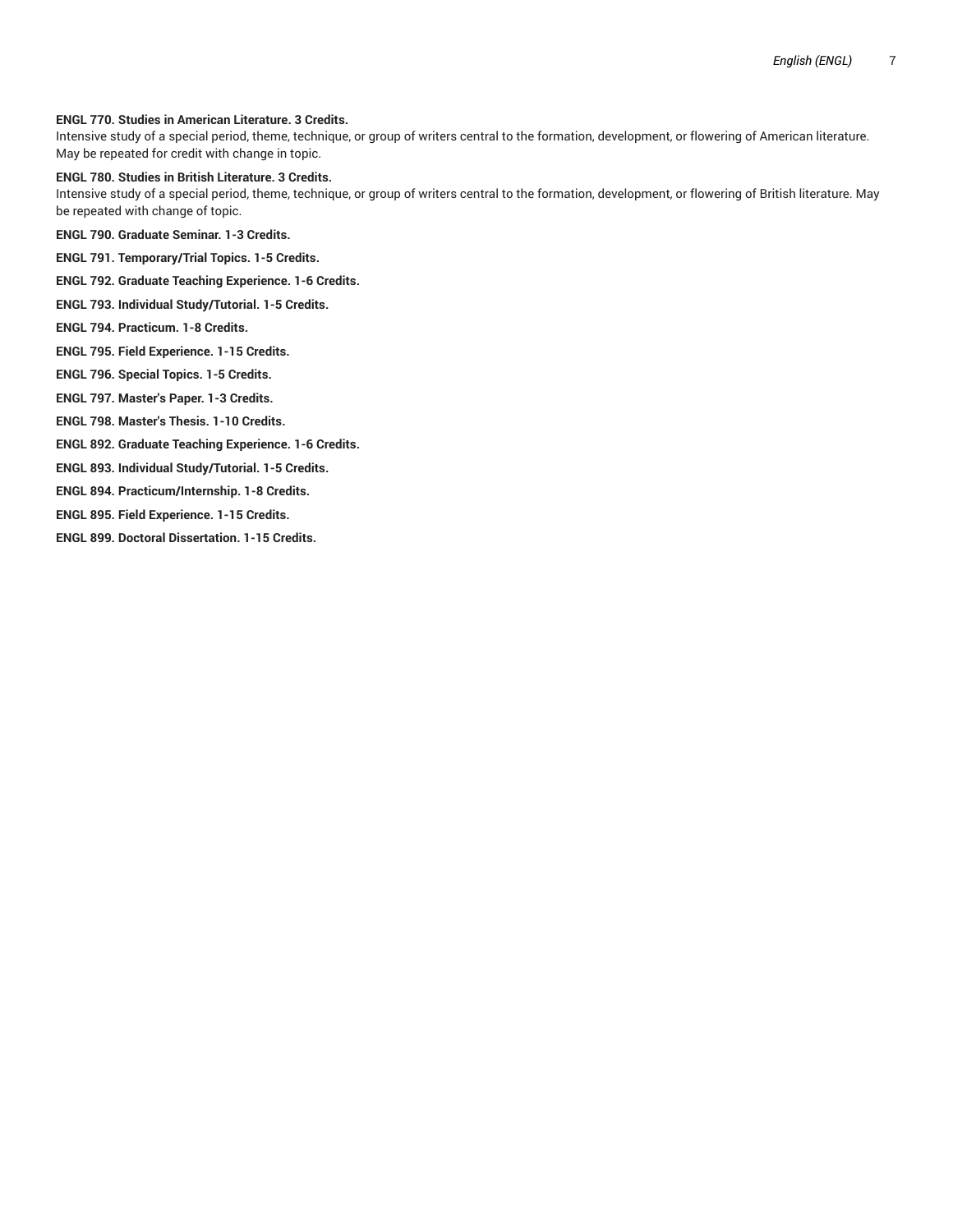**ENGL 770. Studies in American Literature. 3 Credits.**
Intensive study of a special period, theme, technique, or group of writers central to the formation, development, or flowering of American literature. May be repeated for credit with change in topic.

**ENGL 780. Studies in British Literature. 3 Credits.**
Intensive study of a special period, theme, technique, or group of writers central to the formation, development, or flowering of British literature. May be repeated with change of topic.

**ENGL 790. Graduate Seminar. 1-3 Credits.**

**ENGL 791. Temporary/Trial Topics. 1-5 Credits.**

**ENGL 792. Graduate Teaching Experience. 1-6 Credits.**

**ENGL 793. Individual Study/Tutorial. 1-5 Credits.**

**ENGL 794. Practicum. 1-8 Credits.**

**ENGL 795. Field Experience. 1-15 Credits.**

**ENGL 796. Special Topics. 1-5 Credits.**

**ENGL 797. Master's Paper. 1-3 Credits.**

**ENGL 798. Master's Thesis. 1-10 Credits.**

**ENGL 892. Graduate Teaching Experience. 1-6 Credits.**

**ENGL 893. Individual Study/Tutorial. 1-5 Credits.**

**ENGL 894. Practicum/Internship. 1-8 Credits.**

**ENGL 895. Field Experience. 1-15 Credits.**

**ENGL 899. Doctoral Dissertation. 1-15 Credits.**